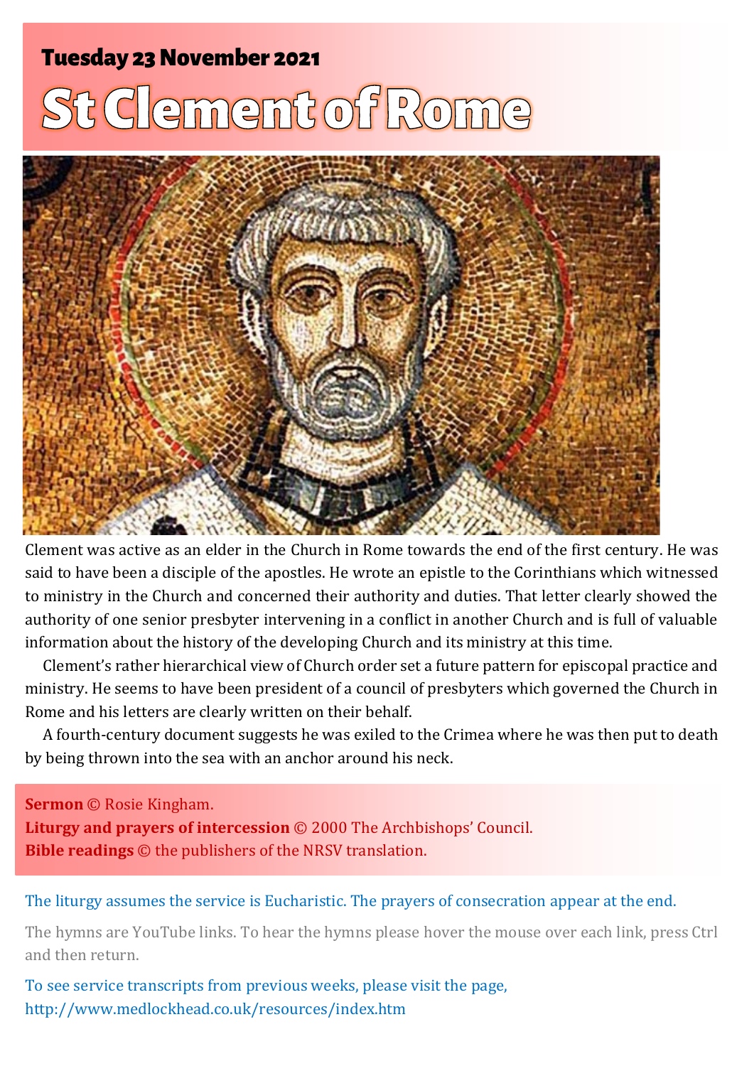## Tuesday 23 November 2021

# St Clement of Rome

Clement was active as an elder in the Church in Rome towards the end of the first century. He was said to have been a disciple of the apostles. He wrote an epistle to the Corinthians which witnessed to ministry in the Church and concerned their authority and duties. That letter clearly showed the authority of one senior presbyter intervening in a conflict in another Church and is full of valuable information about the history of the developing Church and its ministry at this time.

Clement's rather hierarchical view of Church order set a future pattern for episcopal practice and ministry. He seems to have been president of a council of presbyters which governed the Church in Rome and his letters are clearly written on their behalf.

A fourth-century document suggests he was exiled to the Crimea where he was then put to death by being thrown into the sea with an anchor around his neck.

**Sermon** © Rosie Kingham.
**Liturgy and prayers of intercession** © 2000 The Archbishops' Council.
**Bible readings** © the publishers of the NRSV translation.

The liturgy assumes the service is Eucharistic. The prayers of consecration appear at the end.

The hymns are YouTube links. To hear the hymns please hover the mouse over each link, press Ctrl and then return.

To see service transcripts from previous weeks, please visit the page,
http://www.medlockhead.co.uk/resources/index.htm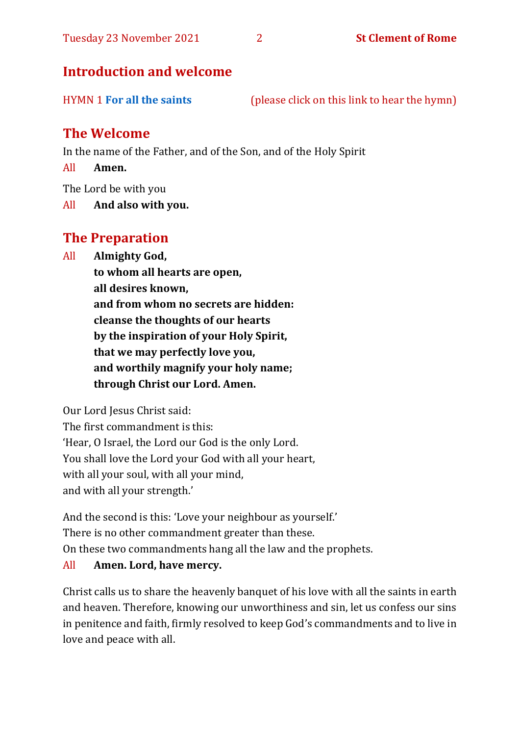## Introduction and welcome

HYMN 1 **For all the saints** (please click on this link to hear the hymn)

## The Welcome

In the name of the Father, and of the Son, and of the Holy Spirit

All **Amen.**

The Lord be with you

All **And also with you.**

## The Preparation

All **Almighty God,**
**to whom all hearts are open,**
**all desires known,**
**and from whom no secrets are hidden:**
**cleanse the thoughts of our hearts**
**by the inspiration of your Holy Spirit,**
**that we may perfectly love you,**
**and worthily magnify your holy name;**
**through Christ our Lord. Amen.**

Our Lord Jesus Christ said:
The first commandment is this:
'Hear, O Israel, the Lord our God is the only Lord.
You shall love the Lord your God with all your heart,
with all your soul, with all your mind,
and with all your strength.'

And the second is this: 'Love your neighbour as yourself.'
There is no other commandment greater than these.
On these two commandments hang all the law and the prophets.

All **Amen. Lord, have mercy.**

Christ calls us to share the heavenly banquet of his love with all the saints in earth and heaven. Therefore, knowing our unworthiness and sin, let us confess our sins in penitence and faith, firmly resolved to keep God's commandments and to live in love and peace with all.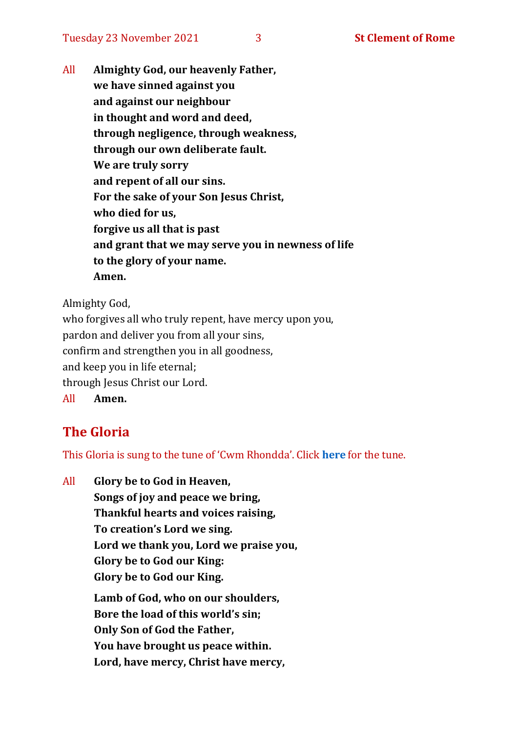All **Almighty God, our heavenly Father,**
**we have sinned against you**
**and against our neighbour**
**in thought and word and deed,**
**through negligence, through weakness,**
**through our own deliberate fault.**
**We are truly sorry**
**and repent of all our sins.**
**For the sake of your Son Jesus Christ,**
**who died for us,**
**forgive us all that is past**
**and grant that we may serve you in newness of life**
**to the glory of your name.**
**Amen.**

Almighty God,
who forgives all who truly repent, have mercy upon you,
pardon and deliver you from all your sins,
confirm and strengthen you in all goodness,
and keep you in life eternal;
through Jesus Christ our Lord.
All **Amen.**

## The Gloria

This Gloria is sung to the tune of 'Cwm Rhondda'. Click **here** for the tune.

All **Glory be to God in Heaven,**
**Songs of joy and peace we bring,**
**Thankful hearts and voices raising,**
**To creation's Lord we sing.**
**Lord we thank you, Lord we praise you,**
**Glory be to God our King:**
**Glory be to God our King.**

**Lamb of God, who on our shoulders,**
**Bore the load of this world's sin;**
**Only Son of God the Father,**
**You have brought us peace within.**
**Lord, have mercy, Christ have mercy,**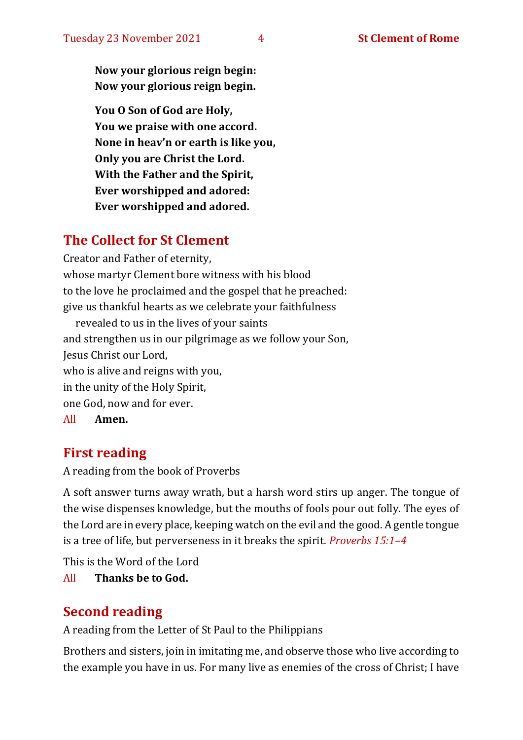**Now your glorious reign begin:**
**Now your glorious reign begin.**

**You O Son of God are Holy,**
**You we praise with one accord.**
**None in heav'n or earth is like you,**
**Only you are Christ the Lord.**
**With the Father and the Spirit,**
**Ever worshipped and adored:**
**Ever worshipped and adored.**

## The Collect for St Clement

Creator and Father of eternity,
whose martyr Clement bore witness with his blood
to the love he proclaimed and the gospel that he preached:
give us thankful hearts as we celebrate your faithfulness
revealed to us in the lives of your saints
and strengthen us in our pilgrimage as we follow your Son,
Jesus Christ our Lord,
who is alive and reigns with you,
in the unity of the Holy Spirit,
one God, now and for ever.

All **Amen.**

## First reading

A reading from the book of Proverbs

A soft answer turns away wrath, but a harsh word stirs up anger. The tongue of the wise dispenses knowledge, but the mouths of fools pour out folly. The eyes of the Lord are in every place, keeping watch on the evil and the good. A gentle tongue is a tree of life, but perverseness in it breaks the spirit. *Proverbs 15:1–4*

This is the Word of the Lord

All **Thanks be to God.**

## Second reading

A reading from the Letter of St Paul to the Philippians

Brothers and sisters, join in imitating me, and observe those who live according to the example you have in us. For many live as enemies of the cross of Christ; I have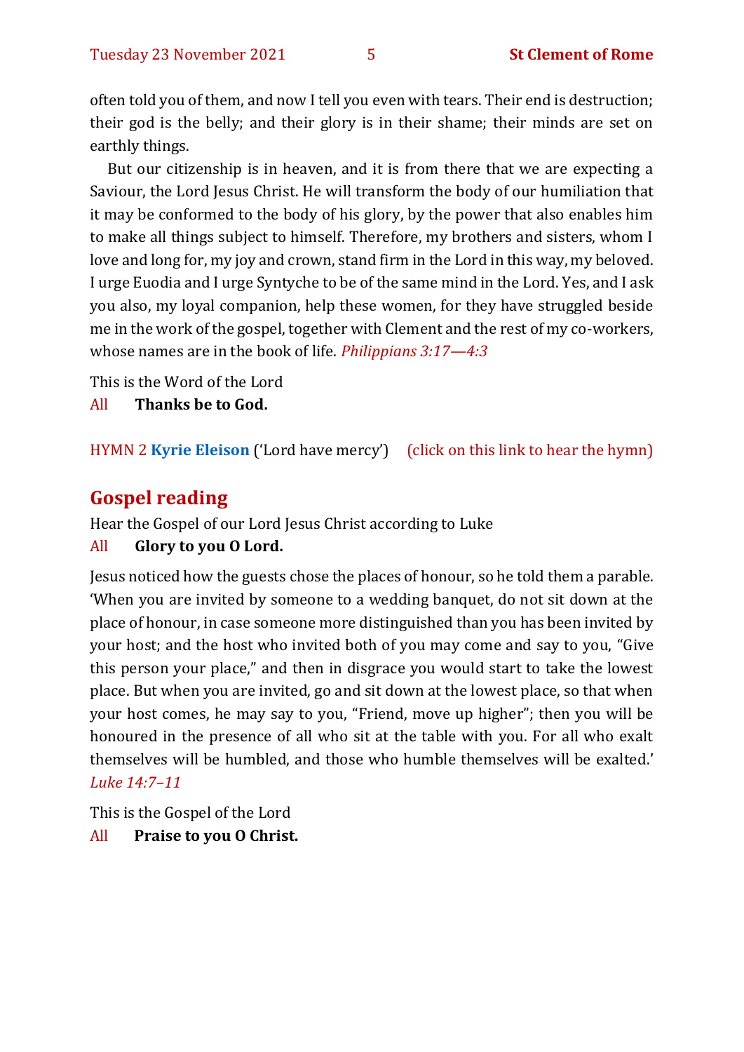often told you of them, and now I tell you even with tears. Their end is destruction; their god is the belly; and their glory is in their shame; their minds are set on earthly things.

But our citizenship is in heaven, and it is from there that we are expecting a Saviour, the Lord Jesus Christ. He will transform the body of our humiliation that it may be conformed to the body of his glory, by the power that also enables him to make all things subject to himself. Therefore, my brothers and sisters, whom I love and long for, my joy and crown, stand firm in the Lord in this way, my beloved. I urge Euodia and I urge Syntyche to be of the same mind in the Lord. Yes, and I ask you also, my loyal companion, help these women, for they have struggled beside me in the work of the gospel, together with Clement and the rest of my co-workers, whose names are in the book of life. *Philippians 3:17—4:3*

This is the Word of the Lord
All **Thanks be to God.**

HYMN 2 **Kyrie Eleison** ('Lord have mercy') (click on this link to hear the hymn)

## Gospel reading

Hear the Gospel of our Lord Jesus Christ according to Luke
All **Glory to you O Lord.**

Jesus noticed how the guests chose the places of honour, so he told them a parable. 'When you are invited by someone to a wedding banquet, do not sit down at the place of honour, in case someone more distinguished than you has been invited by your host; and the host who invited both of you may come and say to you, "Give this person your place," and then in disgrace you would start to take the lowest place. But when you are invited, go and sit down at the lowest place, so that when your host comes, he may say to you, "Friend, move up higher"; then you will be honoured in the presence of all who sit at the table with you. For all who exalt themselves will be humbled, and those who humble themselves will be exalted.' *Luke 14:7–11*

This is the Gospel of the Lord
All **Praise to you O Christ.**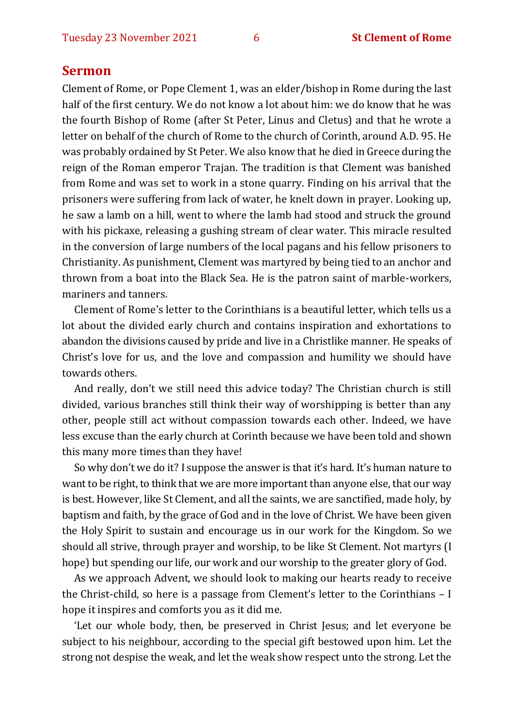## Sermon

Clement of Rome, or Pope Clement 1, was an elder/bishop in Rome during the last half of the first century. We do not know a lot about him: we do know that he was the fourth Bishop of Rome (after St Peter, Linus and Cletus) and that he wrote a letter on behalf of the church of Rome to the church of Corinth, around A.D. 95. He was probably ordained by St Peter. We also know that he died in Greece during the reign of the Roman emperor Trajan. The tradition is that Clement was banished from Rome and was set to work in a stone quarry. Finding on his arrival that the prisoners were suffering from lack of water, he knelt down in prayer. Looking up, he saw a lamb on a hill, went to where the lamb had stood and struck the ground with his pickaxe, releasing a gushing stream of clear water. This miracle resulted in the conversion of large numbers of the local pagans and his fellow prisoners to Christianity. As punishment, Clement was martyred by being tied to an anchor and thrown from a boat into the Black Sea. He is the patron saint of marble-workers, mariners and tanners.

Clement of Rome's letter to the Corinthians is a beautiful letter, which tells us a lot about the divided early church and contains inspiration and exhortations to abandon the divisions caused by pride and live in a Christlike manner. He speaks of Christ's love for us, and the love and compassion and humility we should have towards others.

And really, don't we still need this advice today? The Christian church is still divided, various branches still think their way of worshipping is better than any other, people still act without compassion towards each other. Indeed, we have less excuse than the early church at Corinth because we have been told and shown this many more times than they have!

So why don't we do it? I suppose the answer is that it's hard. It's human nature to want to be right, to think that we are more important than anyone else, that our way is best. However, like St Clement, and all the saints, we are sanctified, made holy, by baptism and faith, by the grace of God and in the love of Christ. We have been given the Holy Spirit to sustain and encourage us in our work for the Kingdom. So we should all strive, through prayer and worship, to be like St Clement. Not martyrs (I hope) but spending our life, our work and our worship to the greater glory of God.

As we approach Advent, we should look to making our hearts ready to receive the Christ-child, so here is a passage from Clement's letter to the Corinthians – I hope it inspires and comforts you as it did me.

'Let our whole body, then, be preserved in Christ Jesus; and let everyone be subject to his neighbour, according to the special gift bestowed upon him. Let the strong not despise the weak, and let the weak show respect unto the strong. Let the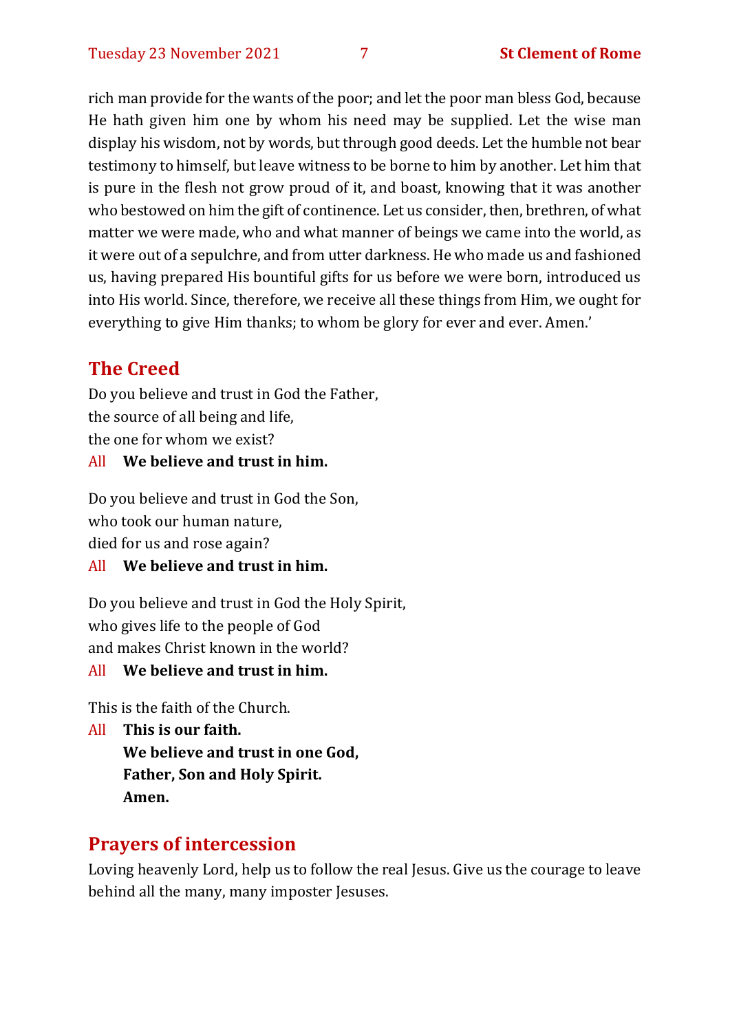rich man provide for the wants of the poor; and let the poor man bless God, because He hath given him one by whom his need may be supplied. Let the wise man display his wisdom, not by words, but through good deeds. Let the humble not bear testimony to himself, but leave witness to be borne to him by another. Let him that is pure in the flesh not grow proud of it, and boast, knowing that it was another who bestowed on him the gift of continence. Let us consider, then, brethren, of what matter we were made, who and what manner of beings we came into the world, as it were out of a sepulchre, and from utter darkness. He who made us and fashioned us, having prepared His bountiful gifts for us before we were born, introduced us into His world. Since, therefore, we receive all these things from Him, we ought for everything to give Him thanks; to whom be glory for ever and ever. Amen.'

## The Creed

Do you believe and trust in God the Father,
the source of all being and life,
the one for whom we exist?

All **We believe and trust in him.**

Do you believe and trust in God the Son,
who took our human nature,
died for us and rose again?

All **We believe and trust in him.**

Do you believe and trust in God the Holy Spirit,
who gives life to the people of God
and makes Christ known in the world?

All **We believe and trust in him.**

This is the faith of the Church.

All **This is our faith.**
**We believe and trust in one God,**
**Father, Son and Holy Spirit.**
**Amen.**

## Prayers of intercession

Loving heavenly Lord, help us to follow the real Jesus. Give us the courage to leave behind all the many, many imposter Jesuses.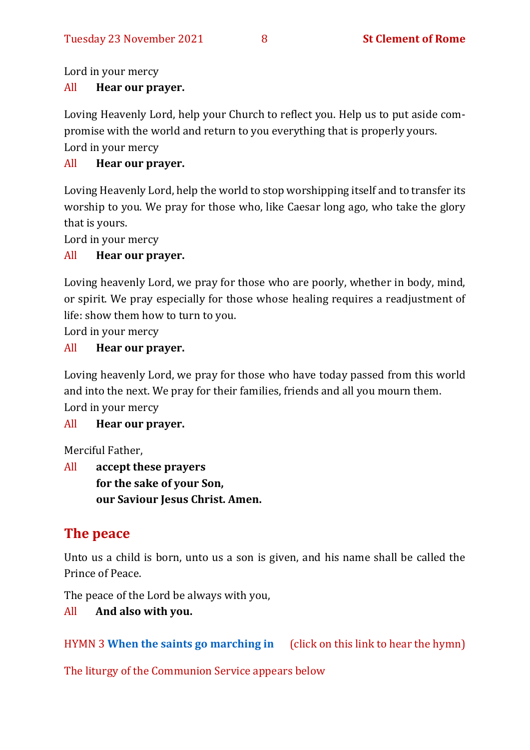Lord in your mercy

All **Hear our prayer.**

Loving Heavenly Lord, help your Church to reflect you. Help us to put aside compromise with the world and return to you everything that is properly yours.

Lord in your mercy

All **Hear our prayer.**

Loving Heavenly Lord, help the world to stop worshipping itself and to transfer its worship to you. We pray for those who, like Caesar long ago, who take the glory that is yours.

Lord in your mercy

All **Hear our prayer.**

Loving heavenly Lord, we pray for those who are poorly, whether in body, mind, or spirit. We pray especially for those whose healing requires a readjustment of life: show them how to turn to you.

Lord in your mercy

All **Hear our prayer.**

Loving heavenly Lord, we pray for those who have today passed from this world and into the next. We pray for their families, friends and all you mourn them.

Lord in your mercy

All **Hear our prayer.**

Merciful Father,

All **accept these prayers**
**for the sake of your Son,**
**our Saviour Jesus Christ. Amen.**

## The peace

Unto us a child is born, unto us a son is given, and his name shall be called the Prince of Peace.

The peace of the Lord be always with you,

All **And also with you.**

HYMN 3 **When the saints go marching in** (click on this link to hear the hymn)

The liturgy of the Communion Service appears below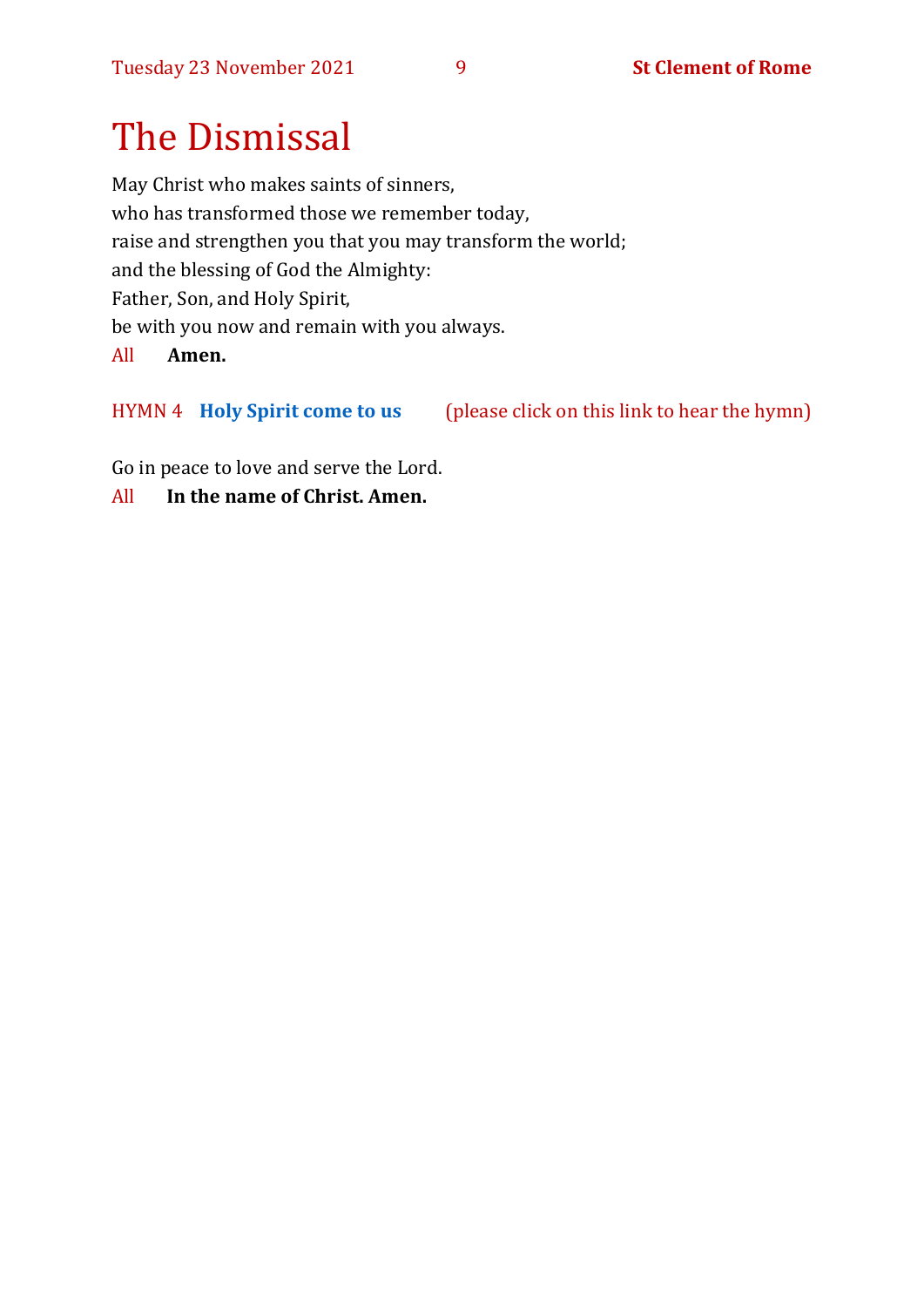# The Dismissal

May Christ who makes saints of sinners,
who has transformed those we remember today,
raise and strengthen you that you may transform the world;
and the blessing of God the Almighty:
Father, Son, and Holy Spirit,
be with you now and remain with you always.

All **Amen.**

HYMN 4 **Holy Spirit come to us** (please click on this link to hear the hymn)

Go in peace to love and serve the Lord.

All **In the name of Christ. Amen.**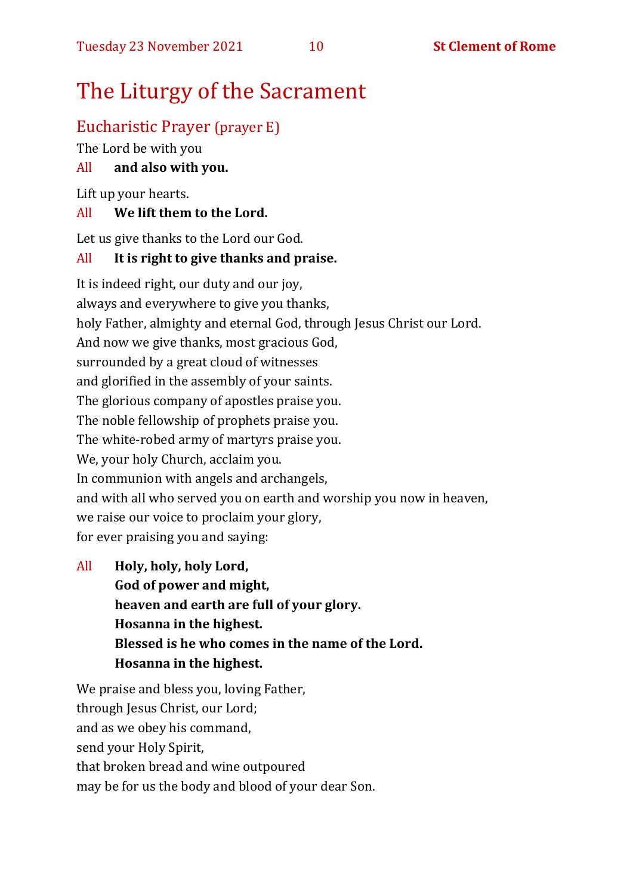# The Liturgy of the Sacrament

## Eucharistic Prayer (prayer E)

The Lord be with you

All **and also with you.**

Lift up your hearts.

All **We lift them to the Lord.**

Let us give thanks to the Lord our God.

All **It is right to give thanks and praise.**

It is indeed right, our duty and our joy,
always and everywhere to give you thanks,
holy Father, almighty and eternal God, through Jesus Christ our Lord.
And now we give thanks, most gracious God,
surrounded by a great cloud of witnesses
and glorified in the assembly of your saints.
The glorious company of apostles praise you.
The noble fellowship of prophets praise you.
The white-robed army of martyrs praise you.
We, your holy Church, acclaim you.
In communion with angels and archangels,
and with all who served you on earth and worship you now in heaven,
we raise our voice to proclaim your glory,
for ever praising you and saying:

All **Holy, holy, holy Lord,**
**God of power and might,**
**heaven and earth are full of your glory.**
**Hosanna in the highest.**
**Blessed is he who comes in the name of the Lord.**
**Hosanna in the highest.**

We praise and bless you, loving Father,
through Jesus Christ, our Lord;
and as we obey his command,
send your Holy Spirit,
that broken bread and wine outpoured
may be for us the body and blood of your dear Son.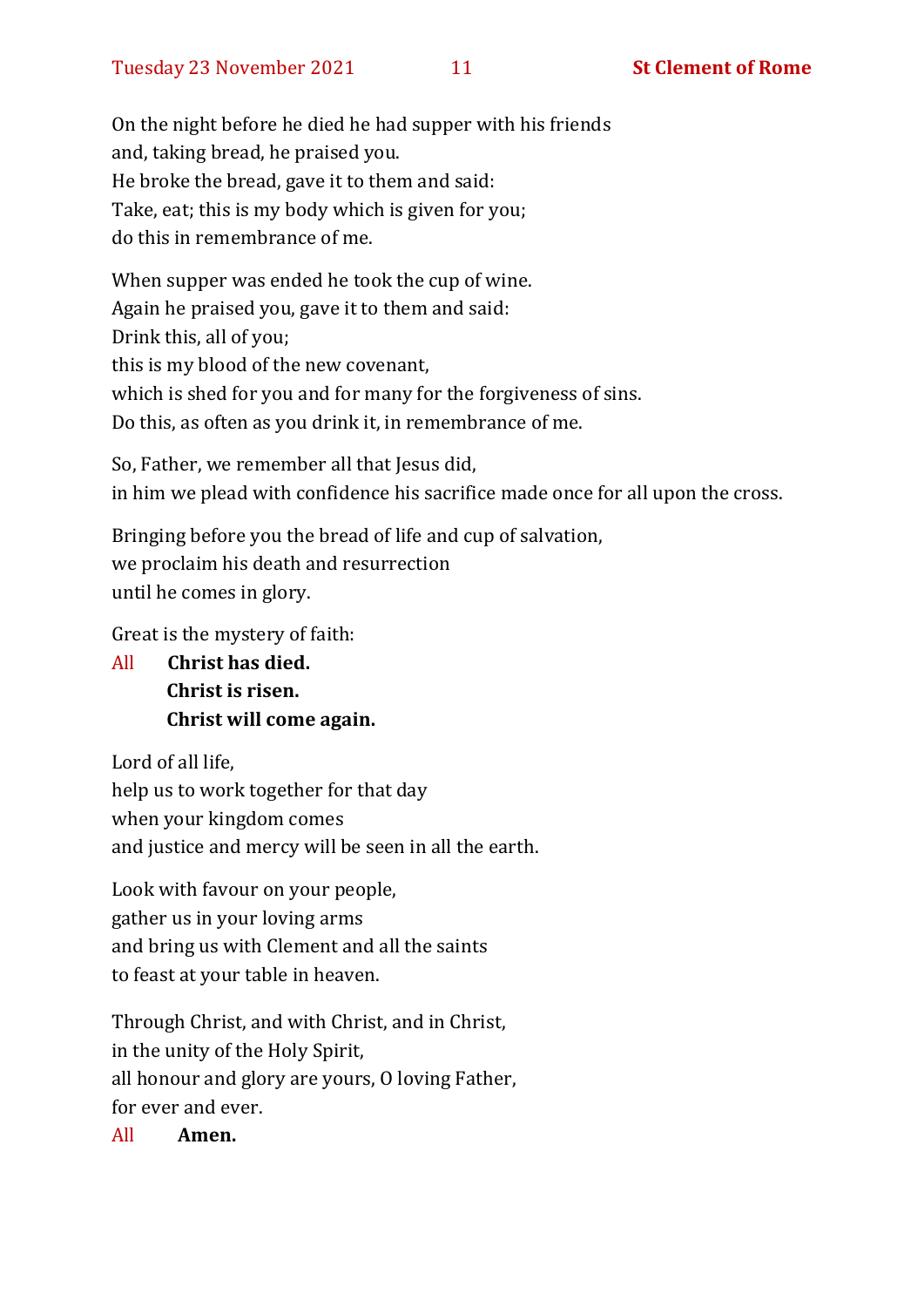On the night before he died he had supper with his friends  
and, taking bread, he praised you.  
He broke the bread, gave it to them and said:  
Take, eat; this is my body which is given for you;  
do this in remembrance of me.

When supper was ended he took the cup of wine.  
Again he praised you, gave it to them and said:  
Drink this, all of you;  
this is my blood of the new covenant,  
which is shed for you and for many for the forgiveness of sins.  
Do this, as often as you drink it, in remembrance of me.

So, Father, we remember all that Jesus did,  
in him we plead with confidence his sacrifice made once for all upon the cross.

Bringing before you the bread of life and cup of salvation,  
we proclaim his death and resurrection  
until he comes in glory.

Great is the mystery of faith:

All **Christ has died.**  
**Christ is risen.**  
**Christ will come again.**

Lord of all life,  
help us to work together for that day  
when your kingdom comes  
and justice and mercy will be seen in all the earth.

Look with favour on your people,  
gather us in your loving arms  
and bring us with Clement and all the saints  
to feast at your table in heaven.

Through Christ, and with Christ, and in Christ,  
in the unity of the Holy Spirit,  
all honour and glory are yours, O loving Father,  
for ever and ever.

All **Amen.**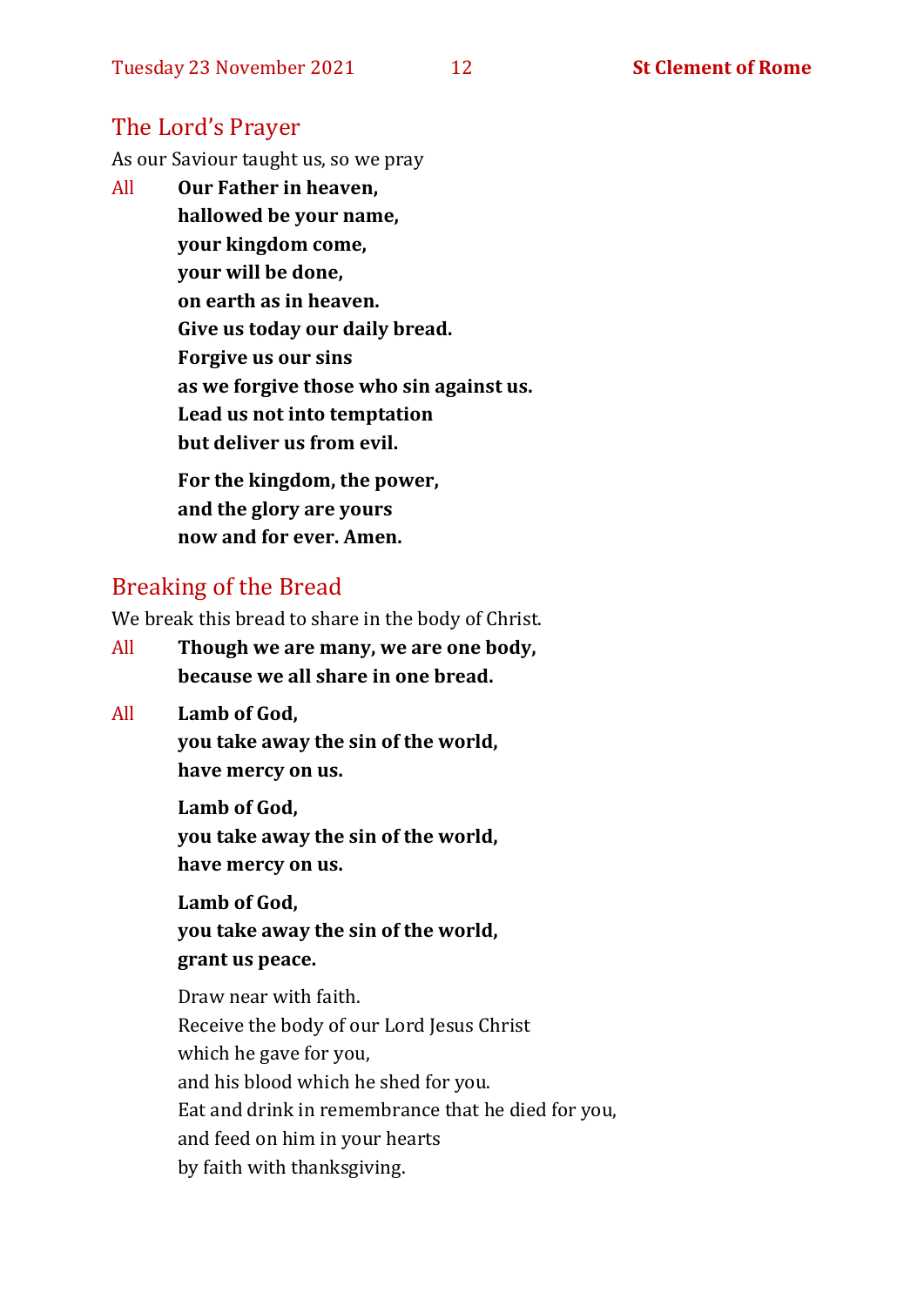## The Lord's Prayer

As our Saviour taught us, so we pray

All **Our Father in heaven,**
**hallowed be your name,**
**your kingdom come,**
**your will be done,**
**on earth as in heaven.**
**Give us today our daily bread.**
**Forgive us our sins**
**as we forgive those who sin against us.**
**Lead us not into temptation**
**but deliver us from evil.**

**For the kingdom, the power,**
**and the glory are yours**
**now and for ever. Amen.**

## Breaking of the Bread

We break this bread to share in the body of Christ.

All **Though we are many, we are one body,**
**because we all share in one bread.**

All **Lamb of God,**
**you take away the sin of the world,**
**have mercy on us.**

**Lamb of God,**
**you take away the sin of the world,**
**have mercy on us.**

**Lamb of God,**
**you take away the sin of the world,**
**grant us peace.**

Draw near with faith.
Receive the body of our Lord Jesus Christ
which he gave for you,
and his blood which he shed for you.
Eat and drink in remembrance that he died for you,
and feed on him in your hearts
by faith with thanksgiving.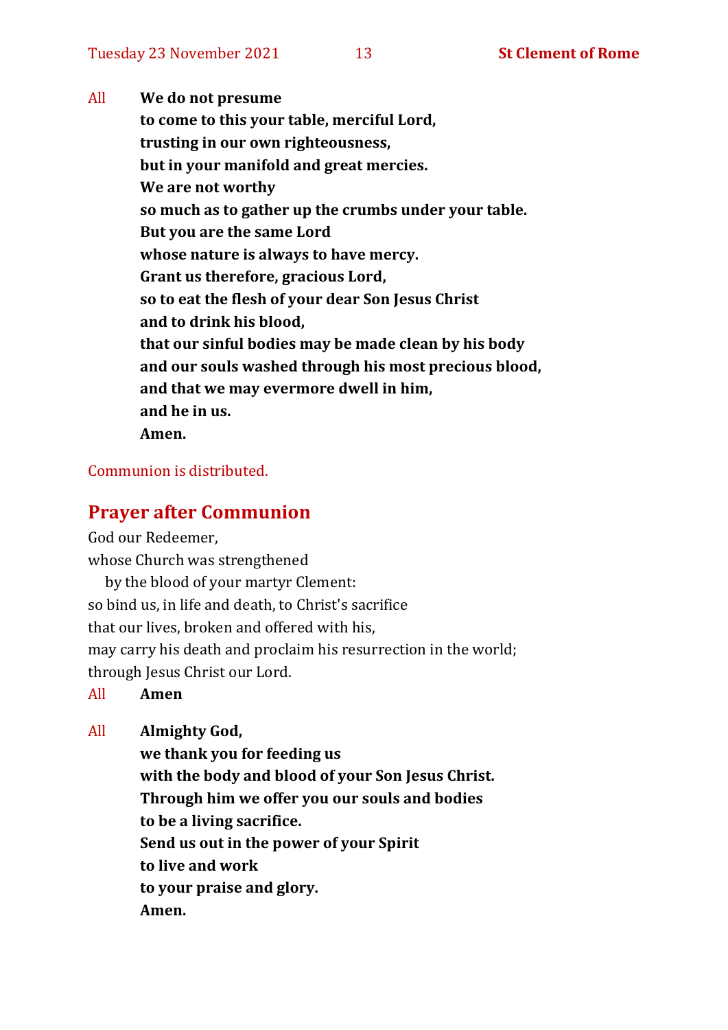All **We do not presume**
**to come to this your table, merciful Lord,**
**trusting in our own righteousness,**
**but in your manifold and great mercies.**
**We are not worthy**
**so much as to gather up the crumbs under your table.**
**But you are the same Lord**
**whose nature is always to have mercy.**
**Grant us therefore, gracious Lord,**
**so to eat the flesh of your dear Son Jesus Christ**
**and to drink his blood,**
**that our sinful bodies may be made clean by his body**
**and our souls washed through his most precious blood,**
**and that we may evermore dwell in him,**
**and he in us.**
**Amen.**

Communion is distributed.

## Prayer after Communion

God our Redeemer,
whose Church was strengthened
by the blood of your martyr Clement:
so bind us, in life and death, to Christ's sacrifice
that our lives, broken and offered with his,
may carry his death and proclaim his resurrection in the world;
through Jesus Christ our Lord.

All **Amen**

All **Almighty God,**
**we thank you for feeding us**
**with the body and blood of your Son Jesus Christ.**
**Through him we offer you our souls and bodies**
**to be a living sacrifice.**
**Send us out in the power of your Spirit**
**to live and work**
**to your praise and glory.**
**Amen.**